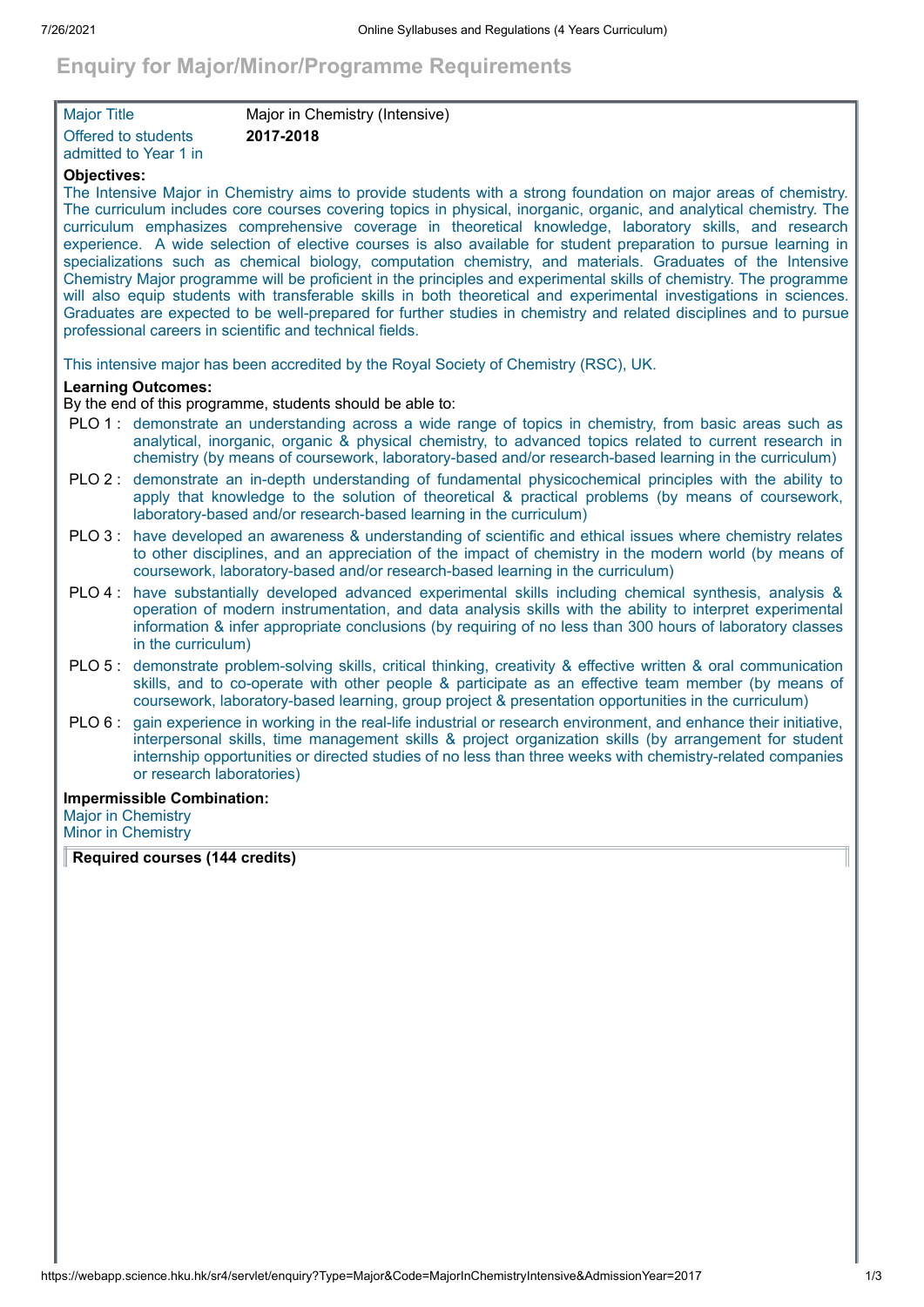# Enquiry for Major/Minor/Programme Requirements

| | |
|---|---|
| Major Title | Major in Chemistry (Intensive) |
| Offered to students admitted to Year 1 in | **2017-2018** |

**Objectives:**

The Intensive Major in Chemistry aims to provide students with a strong foundation on major areas of chemistry. The curriculum includes core courses covering topics in physical, inorganic, organic, and analytical chemistry. The curriculum emphasizes comprehensive coverage in theoretical knowledge, laboratory skills, and research experience. A wide selection of elective courses is also available for student preparation to pursue learning in specializations such as chemical biology, computation chemistry, and materials. Graduates of the Intensive Chemistry Major programme will be proficient in the principles and experimental skills of chemistry. The programme will also equip students with transferable skills in both theoretical and experimental investigations in sciences. Graduates are expected to be well-prepared for further studies in chemistry and related disciplines and to pursue professional careers in scientific and technical fields.

This intensive major has been accredited by the Royal Society of Chemistry (RSC), UK.

**Learning Outcomes:**

By the end of this programme, students should be able to:

- PLO 1 : demonstrate an understanding across a wide range of topics in chemistry, from basic areas such as analytical, inorganic, organic & physical chemistry, to advanced topics related to current research in chemistry (by means of coursework, laboratory-based and/or research-based learning in the curriculum)
- PLO 2 : demonstrate an in-depth understanding of fundamental physicochemical principles with the ability to apply that knowledge to the solution of theoretical & practical problems (by means of coursework, laboratory-based and/or research-based learning in the curriculum)
- PLO 3 : have developed an awareness & understanding of scientific and ethical issues where chemistry relates to other disciplines, and an appreciation of the impact of chemistry in the modern world (by means of coursework, laboratory-based and/or research-based learning in the curriculum)
- PLO 4 : have substantially developed advanced experimental skills including chemical synthesis, analysis & operation of modern instrumentation, and data analysis skills with the ability to interpret experimental information & infer appropriate conclusions (by requiring of no less than 300 hours of laboratory classes in the curriculum)
- PLO 5 : demonstrate problem-solving skills, critical thinking, creativity & effective written & oral communication skills, and to co-operate with other people & participate as an effective team member (by means of coursework, laboratory-based learning, group project & presentation opportunities in the curriculum)
- PLO 6 : gain experience in working in the real-life industrial or research environment, and enhance their initiative, interpersonal skills, time management skills & project organization skills (by arrangement for student internship opportunities or directed studies of no less than three weeks with chemistry-related companies or research laboratories)

**Impermissible Combination:**

Major in Chemistry
Minor in Chemistry

**Required courses (144 credits)**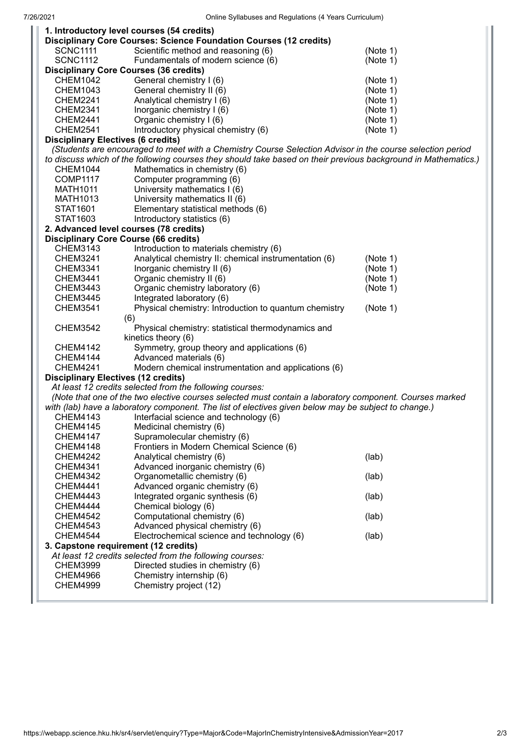**1. Introductory level courses (54 credits)**

**Disciplinary Core Courses: Science Foundation Courses (12 credits)**

| | | |
|---|---|---|
| SCNC1111 | Scientific method and reasoning (6) | (Note 1) |
| SCNC1112 | Fundamentals of modern science (6) | (Note 1) |

**Disciplinary Core Courses (36 credits)**

| | | |
|---|---|---|
| CHEM1042 | General chemistry I (6) | (Note 1) |
| CHEM1043 | General chemistry II (6) | (Note 1) |
| CHEM2241 | Analytical chemistry I (6) | (Note 1) |
| CHEM2341 | Inorganic chemistry I (6) | (Note 1) |
| CHEM2441 | Organic chemistry I (6) | (Note 1) |
| CHEM2541 | Introductory physical chemistry (6) | (Note 1) |

**Disciplinary Electives (6 credits)**

*(Students are encouraged to meet with a Chemistry Course Selection Advisor in the course selection period to discuss which of the following courses they should take based on their previous background in Mathematics.)*

| | |
|---|---|
| CHEM1044 | Mathematics in chemistry (6) |
| COMP1117 | Computer programming (6) |
| MATH1011 | University mathematics I (6) |
| MATH1013 | University mathematics II (6) |
| STAT1601 | Elementary statistical methods (6) |
| STAT1603 | Introductory statistics (6) |

**2. Advanced level courses (78 credits)**

**Disciplinary Core Course (66 credits)**

| | | |
|---|---|---|
| CHEM3143 | Introduction to materials chemistry (6) | |
| CHEM3241 | Analytical chemistry II: chemical instrumentation (6) | (Note 1) |
| CHEM3341 | Inorganic chemistry II (6) | (Note 1) |
| CHEM3441 | Organic chemistry II (6) | (Note 1) |
| CHEM3443 | Organic chemistry laboratory (6) | (Note 1) |
| CHEM3445 | Integrated laboratory (6) | |
| CHEM3541 | Physical chemistry: Introduction to quantum chemistry (6) | (Note 1) |
| CHEM3542 | Physical chemistry: statistical thermodynamics and kinetics theory (6) | |
| CHEM4142 | Symmetry, group theory and applications (6) | |
| CHEM4144 | Advanced materials (6) | |
| CHEM4241 | Modern chemical instrumentation and applications (6) | |

**Disciplinary Electives (12 credits)**

*At least 12 credits selected from the following courses:*

*(Note that one of the two elective courses selected must contain a laboratory component. Courses marked with (lab) have a laboratory component. The list of electives given below may be subject to change.)*

| | | |
|---|---|---|
| CHEM4143 | Interfacial science and technology (6) | |
| CHEM4145 | Medicinal chemistry (6) | |
| CHEM4147 | Supramolecular chemistry (6) | |
| CHEM4148 | Frontiers in Modern Chemical Science (6) | |
| CHEM4242 | Analytical chemistry (6) | (lab) |
| CHEM4341 | Advanced inorganic chemistry (6) | |
| CHEM4342 | Organometallic chemistry (6) | (lab) |
| CHEM4441 | Advanced organic chemistry (6) | |
| CHEM4443 | Integrated organic synthesis (6) | (lab) |
| CHEM4444 | Chemical biology (6) | |
| CHEM4542 | Computational chemistry (6) | (lab) |
| CHEM4543 | Advanced physical chemistry (6) | |
| CHEM4544 | Electrochemical science and technology (6) | (lab) |

**3. Capstone requirement (12 credits)**

*At least 12 credits selected from the following courses:*

| | |
|---|---|
| CHEM3999 | Directed studies in chemistry (6) |
| CHEM4966 | Chemistry internship (6) |
| CHEM4999 | Chemistry project (12) |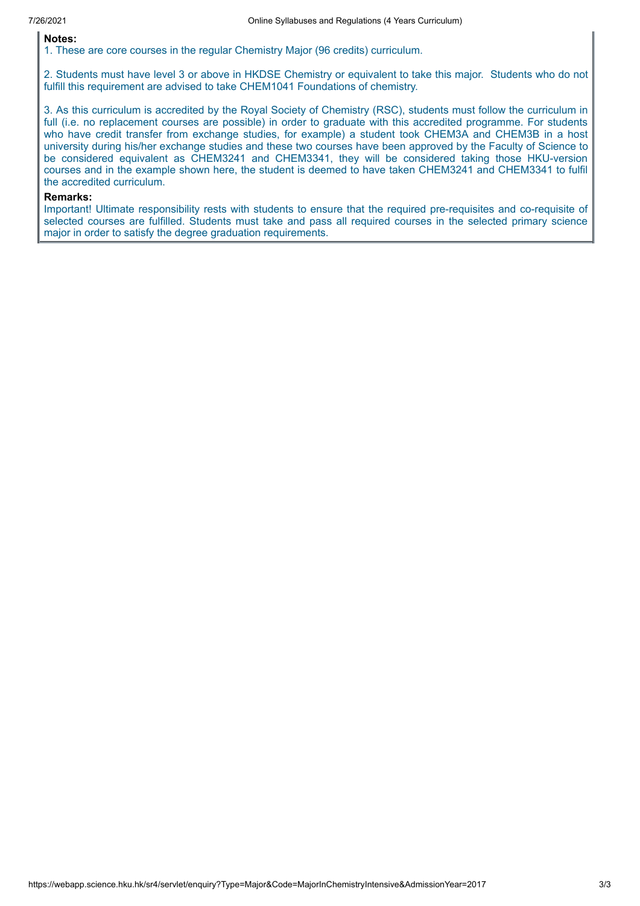**Notes:**

1. These are core courses in the regular Chemistry Major (96 credits) curriculum.

2. Students must have level 3 or above in HKDSE Chemistry or equivalent to take this major. Students who do not fulfill this requirement are advised to take CHEM1041 Foundations of chemistry.

3. As this curriculum is accredited by the Royal Society of Chemistry (RSC), students must follow the curriculum in full (i.e. no replacement courses are possible) in order to graduate with this accredited programme. For students who have credit transfer from exchange studies, for example) a student took CHEM3A and CHEM3B in a host university during his/her exchange studies and these two courses have been approved by the Faculty of Science to be considered equivalent as CHEM3241 and CHEM3341, they will be considered taking those HKU-version courses and in the example shown here, the student is deemed to have taken CHEM3241 and CHEM3341 to fulfil the accredited curriculum.

**Remarks:**

Important! Ultimate responsibility rests with students to ensure that the required pre-requisites and co-requisite of selected courses are fulfilled. Students must take and pass all required courses in the selected primary science major in order to satisfy the degree graduation requirements.